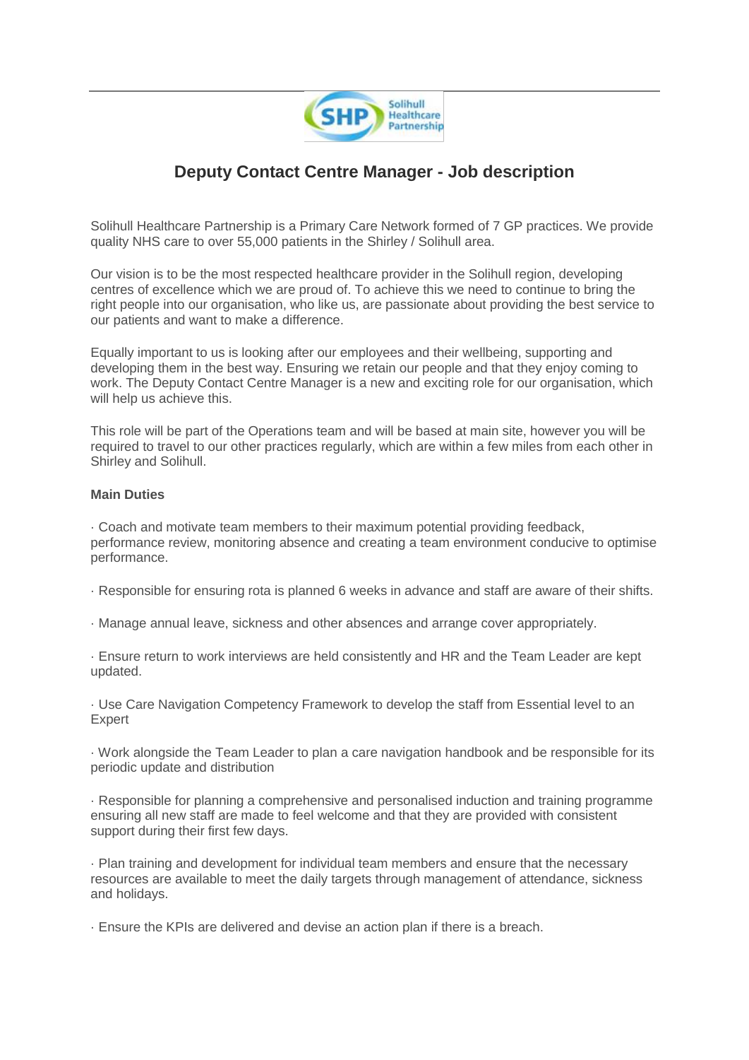# Deputy Contact Centre Manager - Job description

Solihull Healthcare Partnership is a Primary Care Network formed of 7 GP practices. We provide quality NHS care to over 55,000 patients in the Shirley / Solihull area.

Our vision is to be the most respected healthcare provider in the Solihull region, developing centres of excellence which we are proud of. To achieve this we need to continue to bring the right people into our organisation, who like us, are passionate about providing the best service to our patients and want to make a difference.

Equally important to us is looking after our employees and their wellbeing, supporting and developing them in the best way. Ensuring we retain our people and that they enjoy coming to work. The Deputy Contact Centre Manager is a new and exciting role for our organisation, which will help us achieve this.

This role will be part of the Operations team and will be based at main site, however you will be required to travel to our other practices regularly, which are within a few miles from each other in Shirley and Solihull.

**Main Duties**

· Coach and motivate team members to their maximum potential providing feedback, performance review, monitoring absence and creating a team environment conducive to optimise performance.

· Responsible for ensuring rota is planned 6 weeks in advance and staff are aware of their shifts.

· Manage annual leave, sickness and other absences and arrange cover appropriately.

· Ensure return to work interviews are held consistently and HR and the Team Leader are kept updated.

· Use Care Navigation Competency Framework to develop the staff from Essential level to an Expert

· Work alongside the Team Leader to plan a care navigation handbook and be responsible for its periodic update and distribution

· Responsible for planning a comprehensive and personalised induction and training programme ensuring all new staff are made to feel welcome and that they are provided with consistent support during their first few days.

· Plan training and development for individual team members and ensure that the necessary resources are available to meet the daily targets through management of attendance, sickness and holidays.

· Ensure the KPIs are delivered and devise an action plan if there is a breach.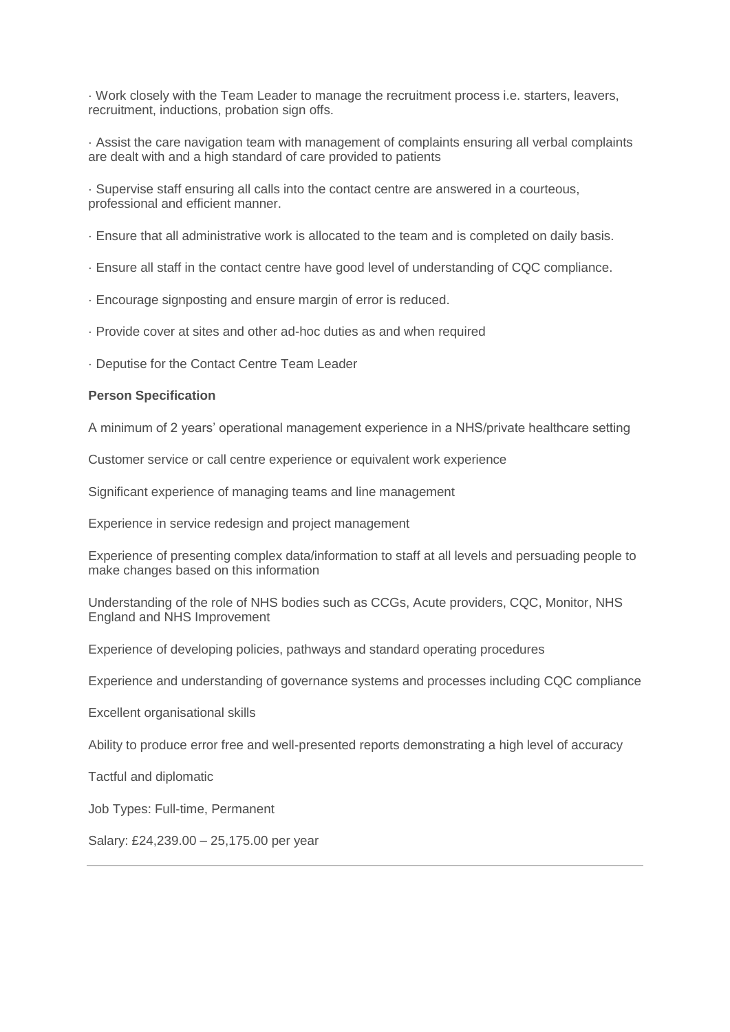· Work closely with the Team Leader to manage the recruitment process i.e. starters, leavers, recruitment, inductions, probation sign offs.

· Assist the care navigation team with management of complaints ensuring all verbal complaints are dealt with and a high standard of care provided to patients

· Supervise staff ensuring all calls into the contact centre are answered in a courteous, professional and efficient manner.

· Ensure that all administrative work is allocated to the team and is completed on daily basis.

· Ensure all staff in the contact centre have good level of understanding of CQC compliance.

· Encourage signposting and ensure margin of error is reduced.

· Provide cover at sites and other ad-hoc duties as and when required

· Deputise for the Contact Centre Team Leader

**Person Specification**

A minimum of 2 years' operational management experience in a NHS/private healthcare setting

Customer service or call centre experience or equivalent work experience

Significant experience of managing teams and line management

Experience in service redesign and project management

Experience of presenting complex data/information to staff at all levels and persuading people to make changes based on this information

Understanding of the role of NHS bodies such as CCGs, Acute providers, CQC, Monitor, NHS England and NHS Improvement

Experience of developing policies, pathways and standard operating procedures

Experience and understanding of governance systems and processes including CQC compliance

Excellent organisational skills

Ability to produce error free and well-presented reports demonstrating a high level of accuracy

Tactful and diplomatic

Job Types: Full-time, Permanent

Salary: £24,239.00 – 25,175.00 per year

---